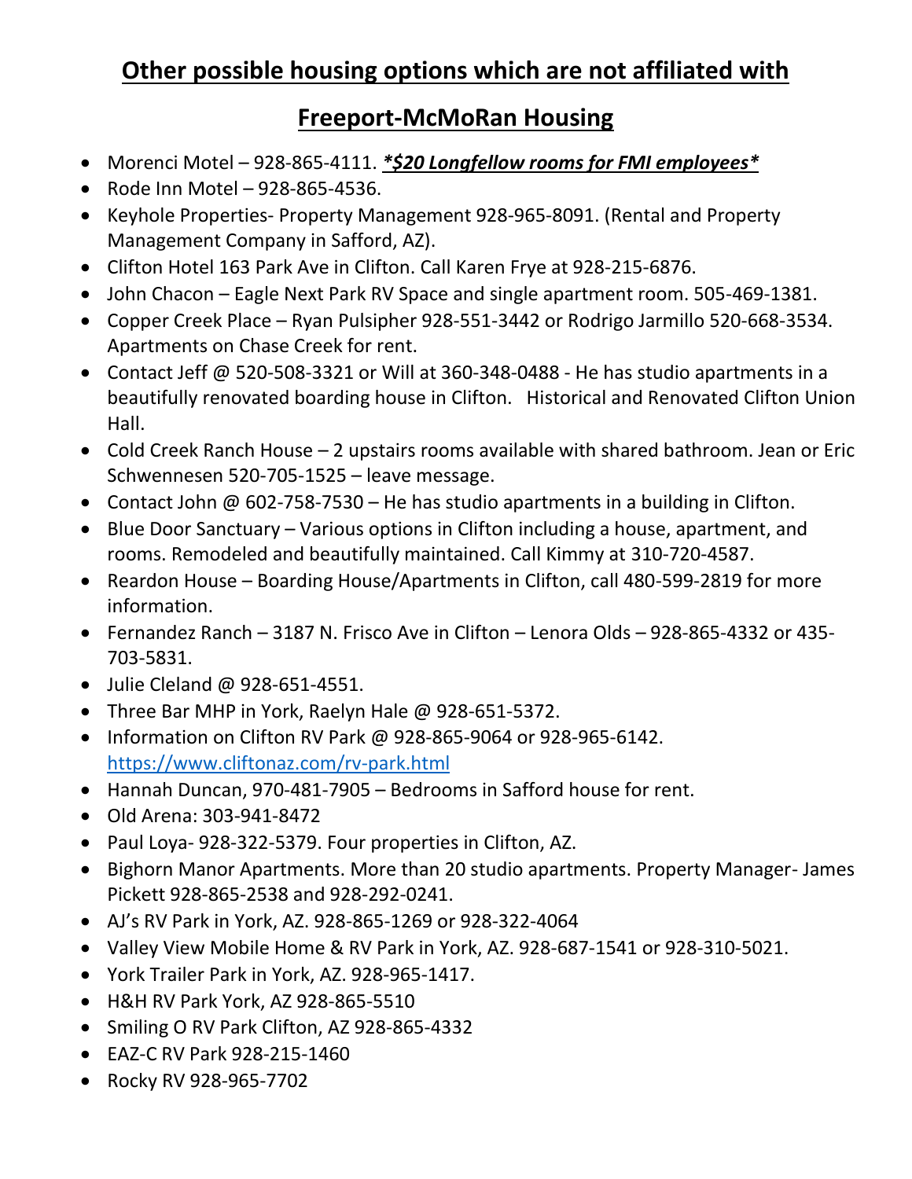# Other possible housing options which are not affiliated with Freeport-McMoRan Housing

- Morenci Motel – 928-865-4111. ***\*$20 Longfellow rooms for FMI employees\****
- Rode Inn Motel – 928-865-4536.
- Keyhole Properties- Property Management 928-965-8091. (Rental and Property Management Company in Safford, AZ).
- Clifton Hotel 163 Park Ave in Clifton. Call Karen Frye at 928-215-6876.
- John Chacon – Eagle Next Park RV Space and single apartment room. 505-469-1381.
- Copper Creek Place – Ryan Pulsipher 928-551-3442 or Rodrigo Jarmillo 520-668-3534. Apartments on Chase Creek for rent.
- Contact Jeff @ 520-508-3321 or Will at 360-348-0488 - He has studio apartments in a beautifully renovated boarding house in Clifton. Historical and Renovated Clifton Union Hall.
- Cold Creek Ranch House – 2 upstairs rooms available with shared bathroom. Jean or Eric Schwennesen 520-705-1525 – leave message.
- Contact John @ 602-758-7530 – He has studio apartments in a building in Clifton.
- Blue Door Sanctuary – Various options in Clifton including a house, apartment, and rooms. Remodeled and beautifully maintained. Call Kimmy at 310-720-4587.
- Reardon House – Boarding House/Apartments in Clifton, call 480-599-2819 for more information.
- Fernandez Ranch – 3187 N. Frisco Ave in Clifton – Lenora Olds – 928-865-4332 or 435-703-5831.
- Julie Cleland @ 928-651-4551.
- Three Bar MHP in York, Raelyn Hale @ 928-651-5372.
- Information on Clifton RV Park @ 928-865-9064 or 928-965-6142. [https://www.cliftonaz.com/rv-park.html](https://www.cliftonaz.com/rv-park.html)
- Hannah Duncan, 970-481-7905 – Bedrooms in Safford house for rent.
- Old Arena: 303-941-8472
- Paul Loya- 928-322-5379. Four properties in Clifton, AZ.
- Bighorn Manor Apartments. More than 20 studio apartments. Property Manager- James Pickett 928-865-2538 and 928-292-0241.
- AJ's RV Park in York, AZ. 928-865-1269 or 928-322-4064
- Valley View Mobile Home & RV Park in York, AZ. 928-687-1541 or 928-310-5021.
- York Trailer Park in York, AZ. 928-965-1417.
- H&H RV Park York, AZ 928-865-5510
- Smiling O RV Park Clifton, AZ 928-865-4332
- EAZ-C RV Park 928-215-1460
- Rocky RV 928-965-7702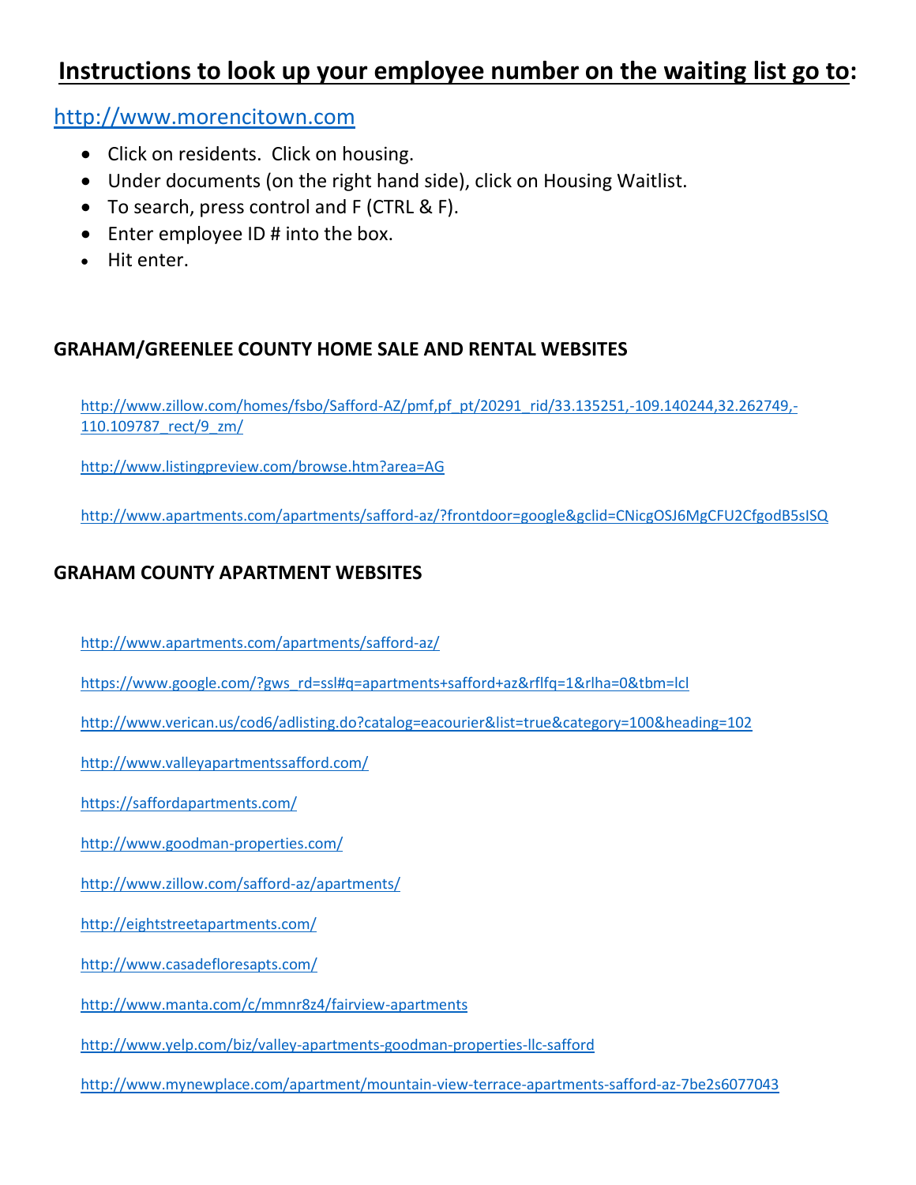# Instructions to look up your employee number on the waiting list go to:

http://www.morencitown.com

- Click on residents. Click on housing.
- Under documents (on the right hand side), click on Housing Waitlist.
- To search, press control and F (CTRL & F).
- Enter employee ID # into the box.
- Hit enter.

## GRAHAM/GREENLEE COUNTY HOME SALE AND RENTAL WEBSITES

http://www.zillow.com/homes/fsbo/Safford-AZ/pmf,pf_pt/20291_rid/33.135251,-109.140244,32.262749,-110.109787_rect/9_zm/

http://www.listingpreview.com/browse.htm?area=AG

http://www.apartments.com/apartments/safford-az/?frontdoor=google&gclid=CNicgOSJ6MgCFU2CfgodB5sISQ

## GRAHAM COUNTY APARTMENT WEBSITES

http://www.apartments.com/apartments/safford-az/

https://www.google.com/?gws_rd=ssl#q=apartments+safford+az&rflfq=1&rlha=0&tbm=lcl

http://www.verican.us/cod6/adlisting.do?catalog=eacourier&list=true&category=100&heading=102

http://www.valleyapartmentssafford.com/

https://saffordapartments.com/

http://www.goodman-properties.com/

http://www.zillow.com/safford-az/apartments/

http://eightstreetapartments.com/

http://www.casadefloresapts.com/

http://www.manta.com/c/mmnr8z4/fairview-apartments

http://www.yelp.com/biz/valley-apartments-goodman-properties-llc-safford

http://www.mynewplace.com/apartment/mountain-view-terrace-apartments-safford-az-7be2s6077043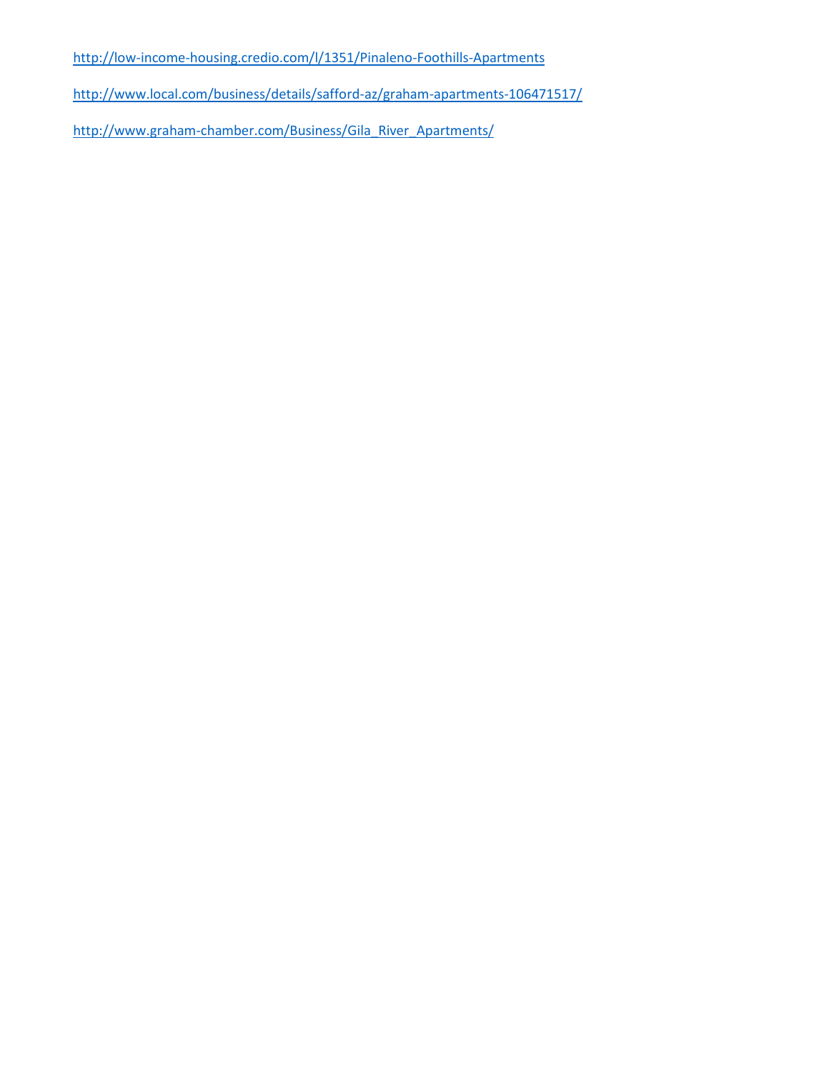http://low-income-housing.credio.com/l/1351/Pinaleno-Foothills-Apartments

http://www.local.com/business/details/safford-az/graham-apartments-106471517/

http://www.graham-chamber.com/Business/Gila_River_Apartments/